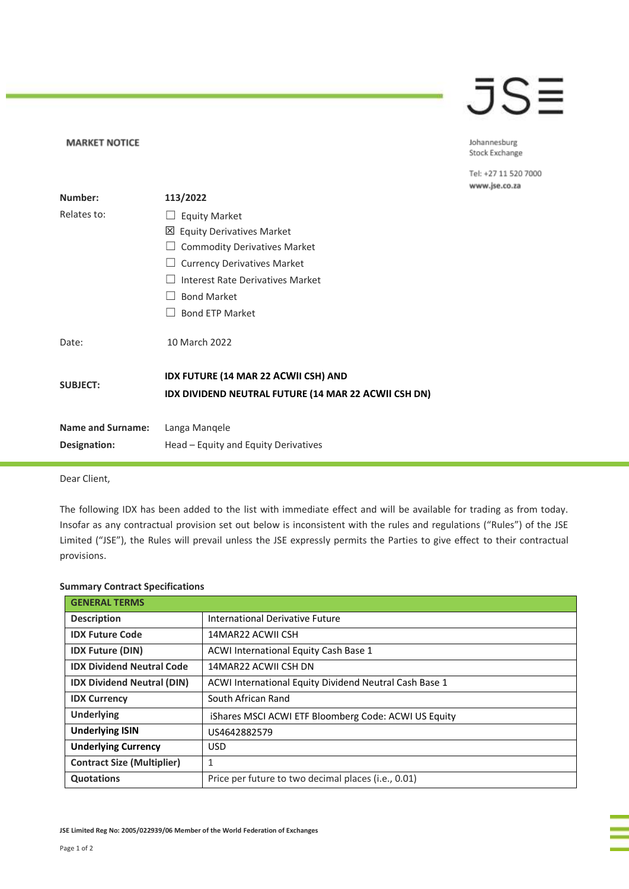**MARKET NOTICE**

Johannesburg Stock Exchange

Tel: +27 11 520 7000
www.jse.co.za

| | |
|---|---|
| **Number:** | **113/2022** |
| Relates to: | ☐ Equity Market<br>☒ Equity Derivatives Market<br>☐ Commodity Derivatives Market<br>☐ Currency Derivatives Market<br>☐ Interest Rate Derivatives Market<br>☐ Bond Market<br>☐ Bond ETP Market |
| Date: | 10 March 2022 |
| **SUBJECT:** | **IDX FUTURE (14 MAR 22 ACWII CSH) AND IDX DIVIDEND NEUTRAL FUTURE (14 MAR 22 ACWII CSH DN)** |
| **Name and Surname:** | Langa Manqele |
| **Designation:** | Head – Equity and Equity Derivatives |

Dear Client,

The following IDX has been added to the list with immediate effect and will be available for trading as from today. Insofar as any contractual provision set out below is inconsistent with the rules and regulations ("Rules") of the JSE Limited ("JSE"), the Rules will prevail unless the JSE expressly permits the Parties to give effect to their contractual provisions.

**Summary Contract Specifications**

| **GENERAL TERMS** | |
|---|---|
| **Description** | International Derivative Future |
| **IDX Future Code** | 14MAR22 ACWII CSH |
| **IDX Future (DIN)** | ACWI International Equity Cash Base 1 |
| **IDX Dividend Neutral Code** | 14MAR22 ACWII CSH DN |
| **IDX Dividend Neutral (DIN)** | ACWI International Equity Dividend Neutral Cash Base 1 |
| **IDX Currency** | South African Rand |
| **Underlying** | iShares MSCI ACWI ETF Bloomberg Code: ACWI US Equity |
| **Underlying ISIN** | US4642882579 |
| **Underlying Currency** | USD |
| **Contract Size (Multiplier)** | 1 |
| **Quotations** | Price per future to two decimal places (i.e., 0.01) |

JSE Limited Reg No: 2005/022939/06 Member of the World Federation of Exchanges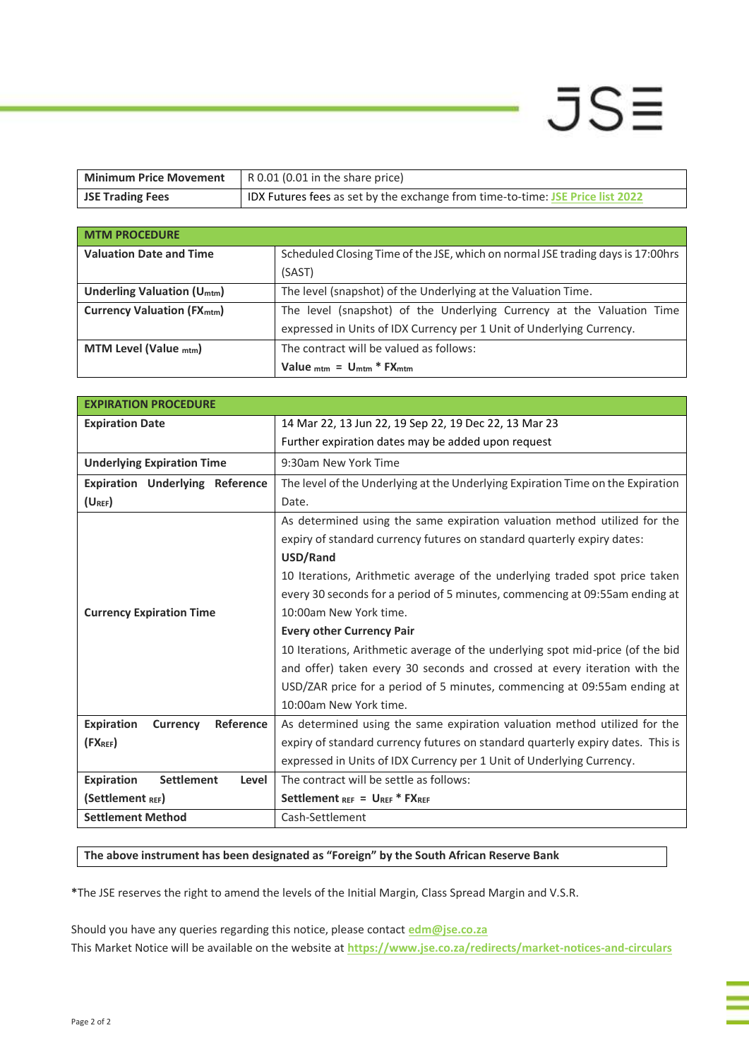| | |
|---|---|
| **Minimum Price Movement** | R 0.01 (0.01 in the share price) |
| **JSE Trading Fees** | IDX Futures fees as set by the exchange from time-to-time: JSE Price list 2022 |

| **MTM PROCEDURE** | |
|---|---|
| **Valuation Date and Time** | Scheduled Closing Time of the JSE, which on normal JSE trading days is 17:00hrs (SAST) |
| **Underling Valuation ($U_{mtm}$)** | The level (snapshot) of the Underlying at the Valuation Time. |
| **Currency Valuation ($FX_{mtm}$)** | The level (snapshot) of the Underlying Currency at the Valuation Time expressed in Units of IDX Currency per 1 Unit of Underlying Currency. |
| **MTM Level ($Value_{mtm}$)** | The contract will be valued as follows: **$Value_{mtm} = U_{mtm} * FX_{mtm}$** |

| **EXPIRATION PROCEDURE** | |
|---|---|
| **Expiration Date** | 14 Mar 22, 13 Jun 22, 19 Sep 22, 19 Dec 22, 13 Mar 23<br>Further expiration dates may be added upon request |
| **Underlying Expiration Time** | 9:30am New York Time |
| **Expiration Underlying Reference ($U_{REF}$)** | The level of the Underlying at the Underlying Expiration Time on the Expiration Date. |
| **Currency Expiration Time** | As determined using the same expiration valuation method utilized for the expiry of standard currency futures on standard quarterly expiry dates:<br>**USD/Rand**<br>10 Iterations, Arithmetic average of the underlying traded spot price taken every 30 seconds for a period of 5 minutes, commencing at 09:55am ending at 10:00am New York time.<br>**Every other Currency Pair**<br>10 Iterations, Arithmetic average of the underlying spot mid-price (of the bid and offer) taken every 30 seconds and crossed at every iteration with the USD/ZAR price for a period of 5 minutes, commencing at 09:55am ending at 10:00am New York time. |
| **Expiration Currency Reference ($FX_{REF}$)** | As determined using the same expiration valuation method utilized for the expiry of standard currency futures on standard quarterly expiry dates. This is expressed in Units of IDX Currency per 1 Unit of Underlying Currency. |
| **Expiration Settlement Level ($Settlement_{REF}$)** | The contract will be settle as follows:<br>**$Settlement_{REF} = U_{REF} * FX_{REF}$** |
| **Settlement Method** | Cash-Settlement |

**The above instrument has been designated as "Foreign" by the South African Reserve Bank**

*The JSE reserves the right to amend the levels of the Initial Margin, Class Spread Margin and V.S.R.

Should you have any queries regarding this notice, please contact edm@jse.co.za

This Market Notice will be available on the website at https://www.jse.co.za/redirects/market-notices-and-circulars